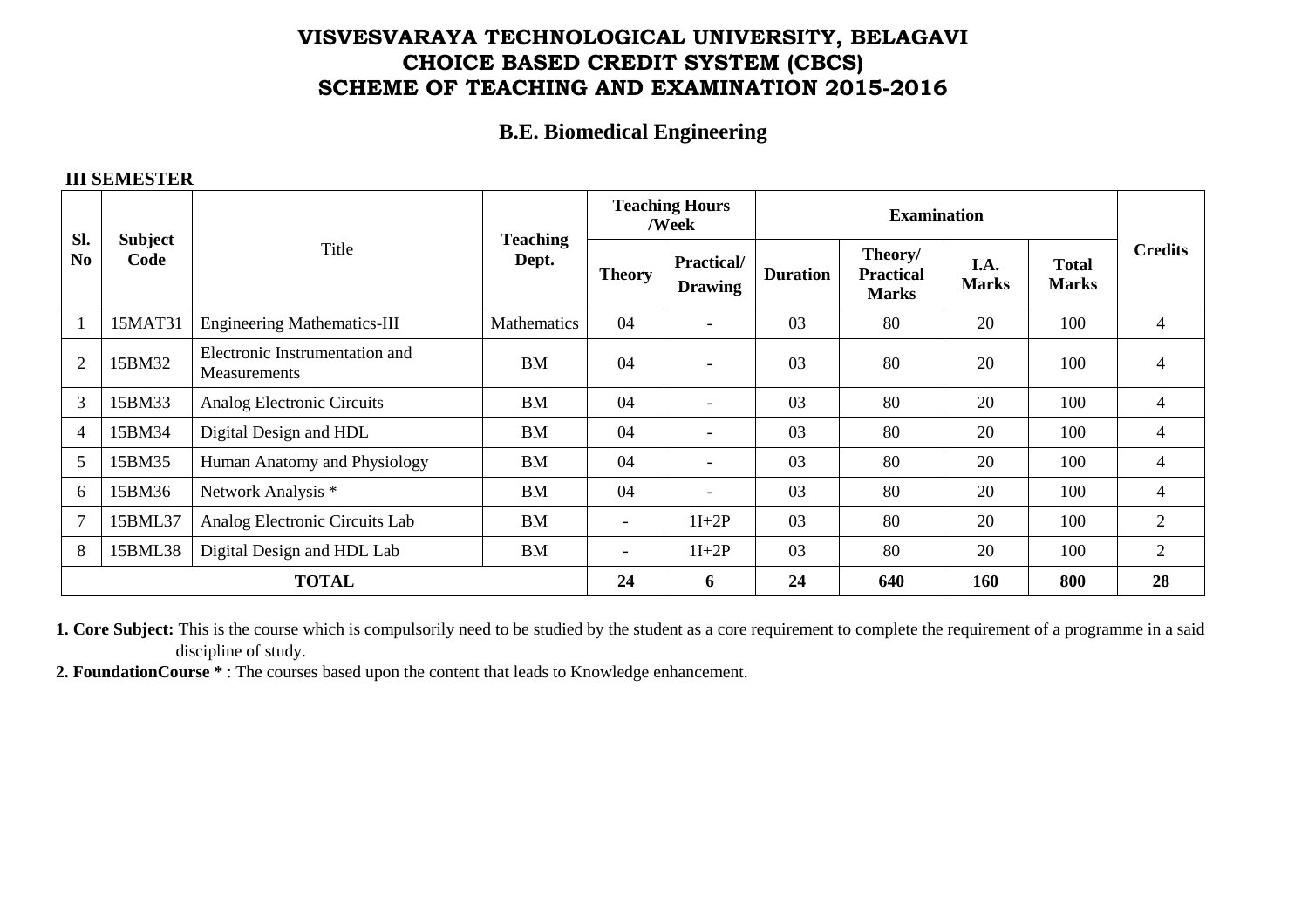# VISVESVARAYA TECHNOLOGICAL UNIVERSITY, BELAGAVI
# CHOICE BASED CREDIT SYSTEM (CBCS)
# SCHEME OF TEACHING AND EXAMINATION 2015-2016

## B.E. Biomedical Engineering

**III SEMESTER**

| Sl. No | Subject Code | Title | Teaching Dept. | Teaching Hours /Week | | Examination | | | | Credits |
|---|---|---|---|---|---|---|---|---|---|---|
| | | | | Theory | Practical/ Drawing | Duration | Theory/ Practical Marks | I.A. Marks | Total Marks | |
| 1 | 15MAT31 | Engineering Mathematics-III | Mathematics | 04 | - | 03 | 80 | 20 | 100 | 4 |
| 2 | 15BM32 | Electronic Instrumentation and Measurements | BM | 04 | - | 03 | 80 | 20 | 100 | 4 |
| 3 | 15BM33 | Analog Electronic Circuits | BM | 04 | - | 03 | 80 | 20 | 100 | 4 |
| 4 | 15BM34 | Digital Design and HDL | BM | 04 | - | 03 | 80 | 20 | 100 | 4 |
| 5 | 15BM35 | Human Anatomy and Physiology | BM | 04 | - | 03 | 80 | 20 | 100 | 4 |
| 6 | 15BM36 | Network Analysis * | BM | 04 | - | 03 | 80 | 20 | 100 | 4 |
| 7 | 15BML37 | Analog Electronic Circuits Lab | BM | - | 1I+2P | 03 | 80 | 20 | 100 | 2 |
| 8 | 15BML38 | Digital Design and HDL Lab | BM | - | 1I+2P | 03 | 80 | 20 | 100 | 2 |
| **TOTAL** | | | | **24** | **6** | **24** | **640** | **160** | **800** | **28** |

**1. Core Subject:** This is the course which is compulsorily need to be studied by the student as a core requirement to complete the requirement of a programme in a said discipline of study.

**2. FoundationCourse *** : The courses based upon the content that leads to Knowledge enhancement.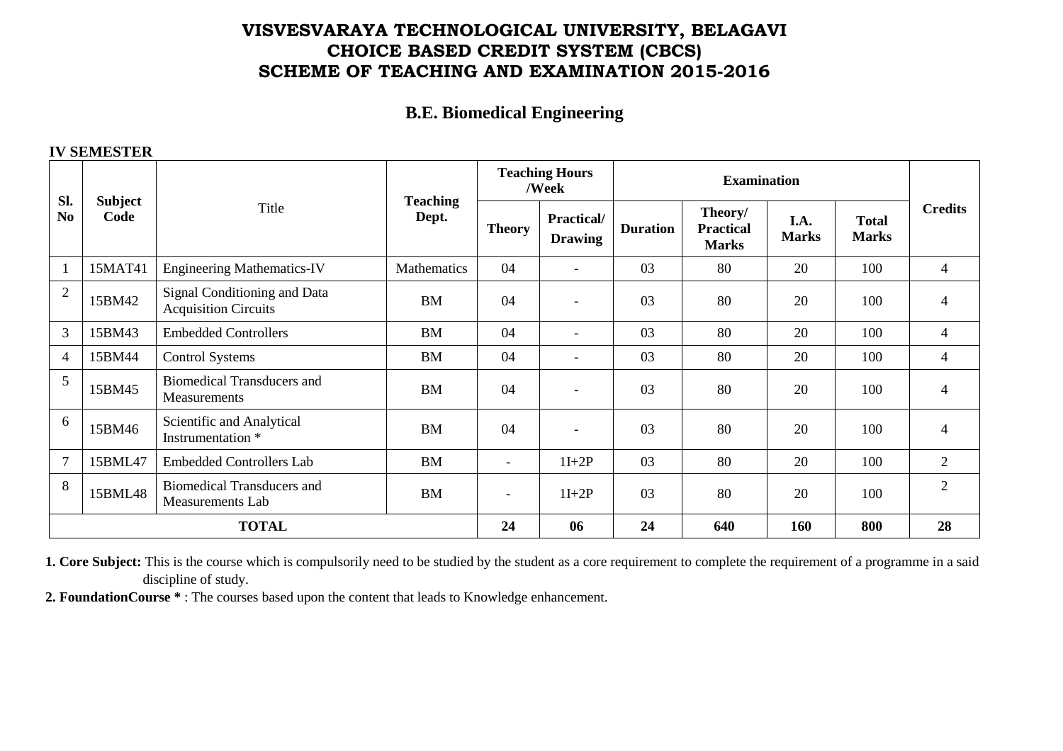# VISVESVARAYA TECHNOLOGICAL UNIVERSITY, BELAGAVI
# CHOICE BASED CREDIT SYSTEM (CBCS)
# SCHEME OF TEACHING AND EXAMINATION 2015-2016

## B.E. Biomedical Engineering

**IV SEMESTER**

| Sl. No | Subject Code | Title | Teaching Dept. | Teaching Hours /Week | | Examination | | | | Credits |
|---|---|---|---|---|---|---|---|---|---|---|
| | | | | Theory | Practical/ Drawing | Duration | Theory/ Practical Marks | I.A. Marks | Total Marks | |
| 1 | 15MAT41 | Engineering Mathematics-IV | Mathematics | 04 | - | 03 | 80 | 20 | 100 | 4 |
| 2 | 15BM42 | Signal Conditioning and Data Acquisition Circuits | BM | 04 | - | 03 | 80 | 20 | 100 | 4 |
| 3 | 15BM43 | Embedded Controllers | BM | 04 | - | 03 | 80 | 20 | 100 | 4 |
| 4 | 15BM44 | Control Systems | BM | 04 | - | 03 | 80 | 20 | 100 | 4 |
| 5 | 15BM45 | Biomedical Transducers and Measurements | BM | 04 | - | 03 | 80 | 20 | 100 | 4 |
| 6 | 15BM46 | Scientific and Analytical Instrumentation * | BM | 04 | - | 03 | 80 | 20 | 100 | 4 |
| 7 | 15BML47 | Embedded Controllers Lab | BM | - | 1I+2P | 03 | 80 | 20 | 100 | 2 |
| 8 | 15BML48 | Biomedical Transducers and Measurements Lab | BM | - | 1I+2P | 03 | 80 | 20 | 100 | 2 |
| **TOTAL** | | | | **24** | **06** | **24** | **640** | **160** | **800** | **28** |

**1. Core Subject:** This is the course which is compulsorily need to be studied by the student as a core requirement to complete the requirement of a programme in a said discipline of study.

**2. FoundationCourse *** : The courses based upon the content that leads to Knowledge enhancement.